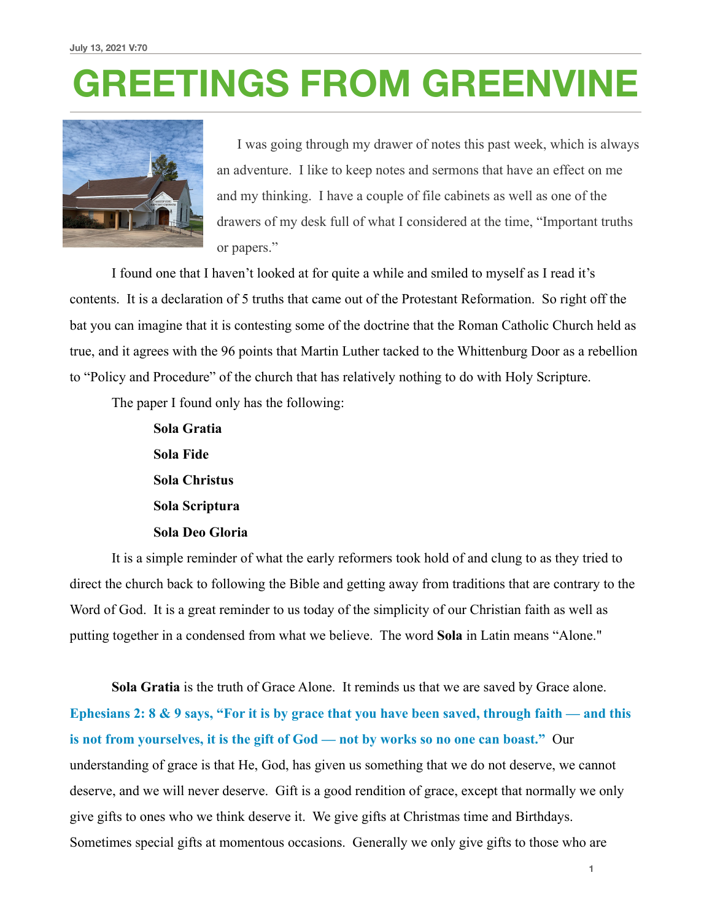July 13, 2021 V:70

# GREETINGS FROM GREENVINE

I was going through my drawer of notes this past week, which is always an adventure. I like to keep notes and sermons that have an effect on me and my thinking. I have a couple of file cabinets as well as one of the drawers of my desk full of what I considered at the time, "Important truths or papers."

I found one that I haven't looked at for quite a while and smiled to myself as I read it's contents. It is a declaration of 5 truths that came out of the Protestant Reformation. So right off the bat you can imagine that it is contesting some of the doctrine that the Roman Catholic Church held as true, and it agrees with the 96 points that Martin Luther tacked to the Whittenburg Door as a rebellion to "Policy and Procedure" of the church that has relatively nothing to do with Holy Scripture.

The paper I found only has the following:

**Sola Gratia**

**Sola Fide**

**Sola Christus**

**Sola Scriptura**

**Sola Deo Gloria**

It is a simple reminder of what the early reformers took hold of and clung to as they tried to direct the church back to following the Bible and getting away from traditions that are contrary to the Word of God. It is a great reminder to us today of the simplicity of our Christian faith as well as putting together in a condensed from what we believe. The word **Sola** in Latin means "Alone."

**Sola Gratia** is the truth of Grace Alone. It reminds us that we are saved by Grace alone. **Ephesians 2: 8 & 9 says, "For it is by grace that you have been saved, through faith — and this is not from yourselves, it is the gift of God — not by works so no one can boast."** Our understanding of grace is that He, God, has given us something that we do not deserve, we cannot deserve, and we will never deserve. Gift is a good rendition of grace, except that normally we only give gifts to ones who we think deserve it. We give gifts at Christmas time and Birthdays. Sometimes special gifts at momentous occasions. Generally we only give gifts to those who are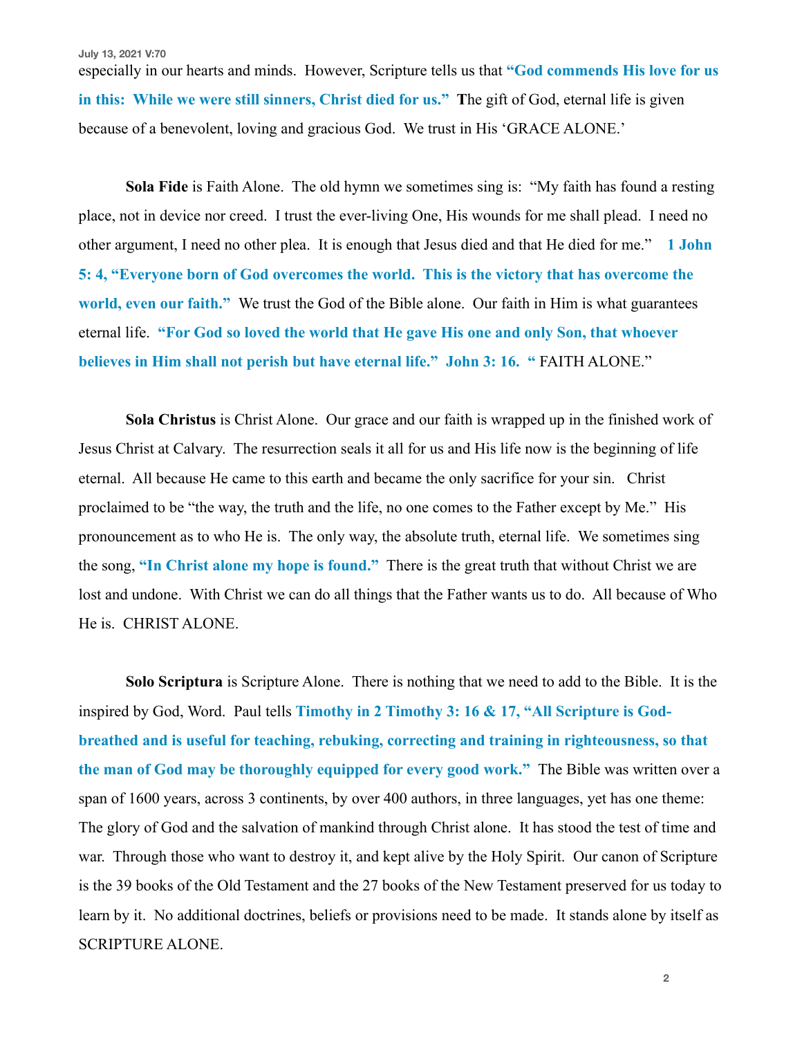especially in our hearts and minds. However, Scripture tells us that **"God commends His love for us in this: While we were still sinners, Christ died for us."** **T**he gift of God, eternal life is given because of a benevolent, loving and gracious God. We trust in His 'GRACE ALONE.'

**Sola Fide** is Faith Alone. The old hymn we sometimes sing is: "My faith has found a resting place, not in device nor creed. I trust the ever-living One, His wounds for me shall plead. I need no other argument, I need no other plea. It is enough that Jesus died and that He died for me." **1 John 5: 4, "Everyone born of God overcomes the world. This is the victory that has overcome the world, even our faith."** We trust the God of the Bible alone. Our faith in Him is what guarantees eternal life. **"For God so loved the world that He gave His one and only Son, that whoever believes in Him shall not perish but have eternal life." John 3: 16. "** FAITH ALONE."

**Sola Christus** is Christ Alone. Our grace and our faith is wrapped up in the finished work of Jesus Christ at Calvary. The resurrection seals it all for us and His life now is the beginning of life eternal. All because He came to this earth and became the only sacrifice for your sin. Christ proclaimed to be "the way, the truth and the life, no one comes to the Father except by Me." His pronouncement as to who He is. The only way, the absolute truth, eternal life. We sometimes sing the song, **"In Christ alone my hope is found."** There is the great truth that without Christ we are lost and undone. With Christ we can do all things that the Father wants us to do. All because of Who He is. CHRIST ALONE.

**Solo Scriptura** is Scripture Alone. There is nothing that we need to add to the Bible. It is the inspired by God, Word. Paul tells **Timothy in 2 Timothy 3: 16 & 17, "All Scripture is God-breathed and is useful for teaching, rebuking, correcting and training in righteousness, so that the man of God may be thoroughly equipped for every good work."** The Bible was written over a span of 1600 years, across 3 continents, by over 400 authors, in three languages, yet has one theme: The glory of God and the salvation of mankind through Christ alone. It has stood the test of time and war. Through those who want to destroy it, and kept alive by the Holy Spirit. Our canon of Scripture is the 39 books of the Old Testament and the 27 books of the New Testament preserved for us today to learn by it. No additional doctrines, beliefs or provisions need to be made. It stands alone by itself as SCRIPTURE ALONE.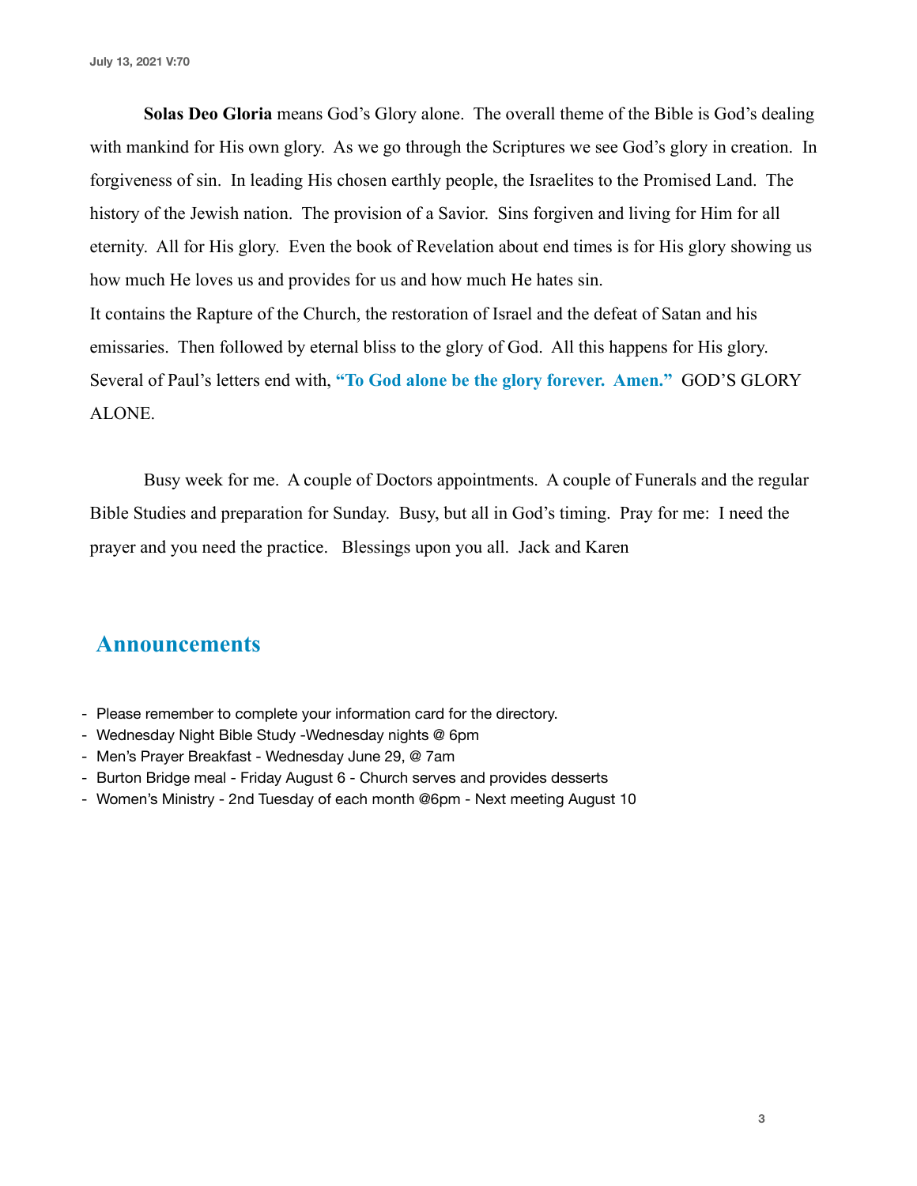**Solas Deo Gloria** means God's Glory alone. The overall theme of the Bible is God's dealing with mankind for His own glory. As we go through the Scriptures we see God's glory in creation. In forgiveness of sin. In leading His chosen earthly people, the Israelites to the Promised Land. The history of the Jewish nation. The provision of a Savior. Sins forgiven and living for Him for all eternity. All for His glory. Even the book of Revelation about end times is for His glory showing us how much He loves us and provides for us and how much He hates sin.
It contains the Rapture of the Church, the restoration of Israel and the defeat of Satan and his emissaries. Then followed by eternal bliss to the glory of God. All this happens for His glory. Several of Paul's letters end with, **"To God alone be the glory forever. Amen."** GOD'S GLORY ALONE.

Busy week for me. A couple of Doctors appointments. A couple of Funerals and the regular Bible Studies and preparation for Sunday. Busy, but all in God's timing. Pray for me: I need the prayer and you need the practice. Blessings upon you all. Jack and Karen

## Announcements

- Please remember to complete your information card for the directory.
- Wednesday Night Bible Study -Wednesday nights @ 6pm
- Men's Prayer Breakfast - Wednesday June 29, @ 7am
- Burton Bridge meal - Friday August 6 - Church serves and provides desserts
- Women's Ministry - 2nd Tuesday of each month @6pm - Next meeting August 10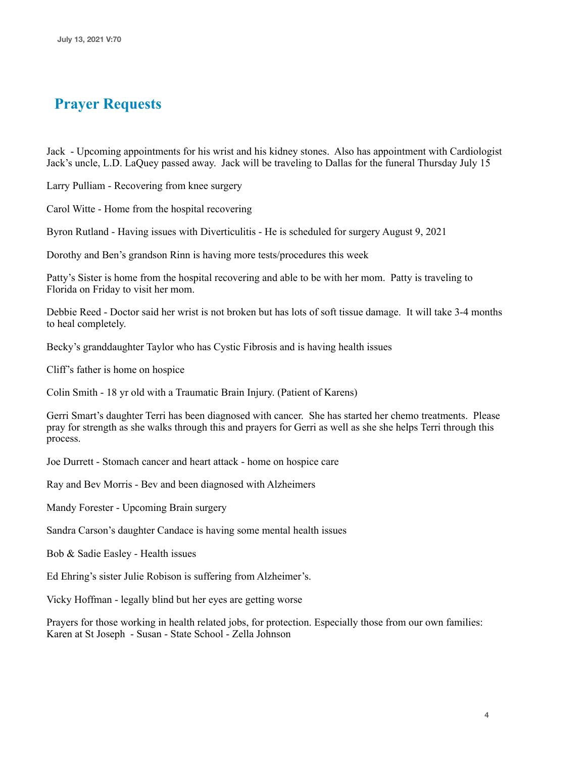# Prayer Requests

Jack - Upcoming appointments for his wrist and his kidney stones. Also has appointment with Cardiologist Jack's uncle, L.D. LaQuey passed away. Jack will be traveling to Dallas for the funeral Thursday July 15

Larry Pulliam - Recovering from knee surgery

Carol Witte - Home from the hospital recovering

Byron Rutland - Having issues with Diverticulitis - He is scheduled for surgery August 9, 2021

Dorothy and Ben's grandson Rinn is having more tests/procedures this week

Patty's Sister is home from the hospital recovering and able to be with her mom. Patty is traveling to Florida on Friday to visit her mom.

Debbie Reed - Doctor said her wrist is not broken but has lots of soft tissue damage. It will take 3-4 months to heal completely.

Becky's granddaughter Taylor who has Cystic Fibrosis and is having health issues

Cliff's father is home on hospice

Colin Smith - 18 yr old with a Traumatic Brain Injury. (Patient of Karens)

Gerri Smart's daughter Terri has been diagnosed with cancer. She has started her chemo treatments. Please pray for strength as she walks through this and prayers for Gerri as well as she she helps Terri through this process.

Joe Durrett - Stomach cancer and heart attack - home on hospice care

Ray and Bev Morris - Bev and been diagnosed with Alzheimers

Mandy Forester - Upcoming Brain surgery

Sandra Carson's daughter Candace is having some mental health issues

Bob & Sadie Easley - Health issues

Ed Ehring's sister Julie Robison is suffering from Alzheimer's.

Vicky Hoffman - legally blind but her eyes are getting worse

Prayers for those working in health related jobs, for protection. Especially those from our own families: Karen at St Joseph - Susan - State School - Zella Johnson